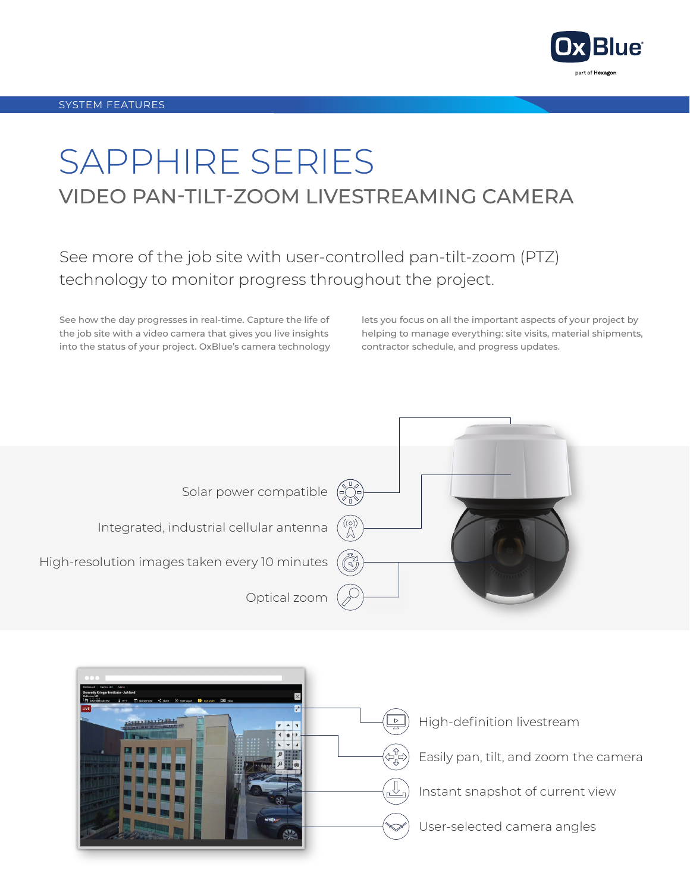SYSTEM FEATURES

# SAPPHIRE SERIES

## VIDEO PAN-TILT-ZOOM LIVESTREAMING CAMERA

See more of the job site with user-controlled pan-tilt-zoom (PTZ) technology to monitor progress throughout the project.

See how the day progresses in real-time. Capture the life of the job site with a video camera that gives you live insights into the status of your project. OxBlue's camera technology lets you focus on all the important aspects of your project by helping to manage everything: site visits, material shipments, contractor schedule, and progress updates.

- Solar power compatible
- Integrated, industrial cellular antenna
- High-resolution images taken every 10 minutes
- Optical zoom

- High-definition livestream
- Easily pan, tilt, and zoom the camera
- Instant snapshot of current view
- User-selected camera angles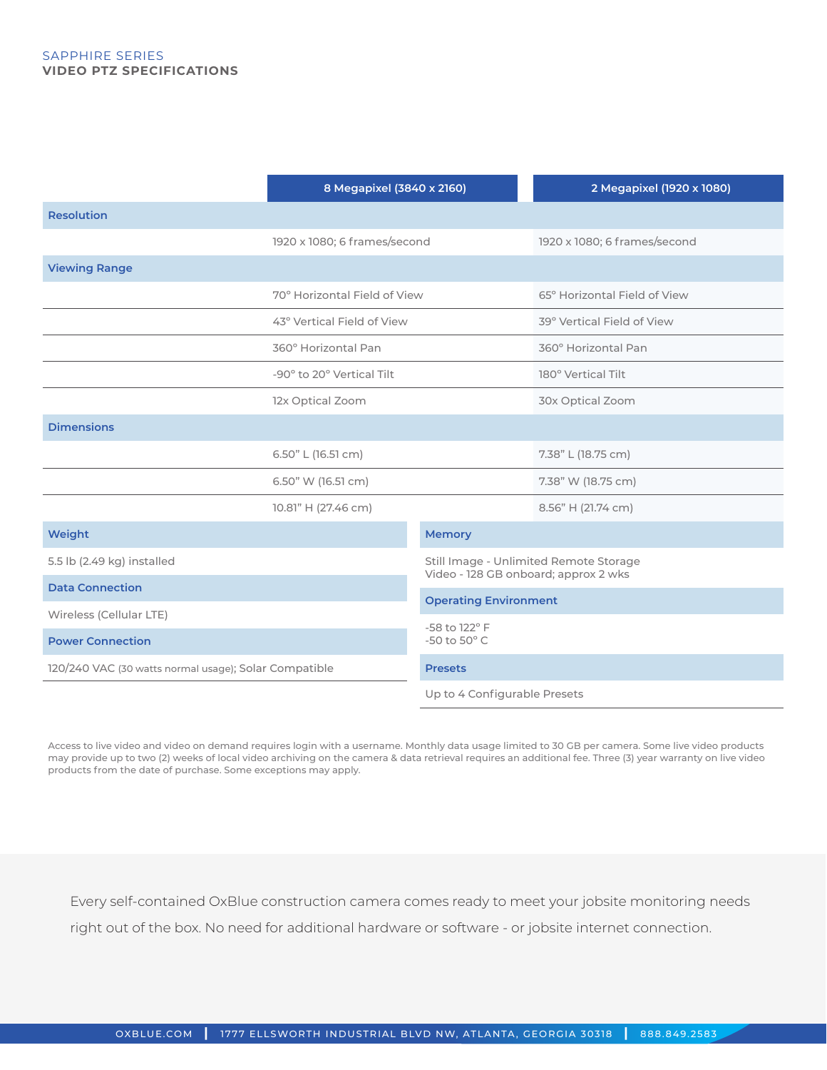SAPPHIRE SERIES

## VIDEO PTZ SPECIFICATIONS

| | 8 Megapixel (3840 x 2160) | 2 Megapixel (1920 x 1080) |
|---|---|---|
| **Resolution** | | |
| | 1920 x 1080; 6 frames/second | 1920 x 1080; 6 frames/second |
| **Viewing Range** | | |
| | 70° Horizontal Field of View | 65° Horizontal Field of View |
| | 43° Vertical Field of View | 39° Vertical Field of View |
| | 360° Horizontal Pan | 360° Horizontal Pan |
| | -90° to 20° Vertical Tilt | 180° Vertical Tilt |
| | 12x Optical Zoom | 30x Optical Zoom |
| **Dimensions** | | |
| | 6.50” L (16.51 cm) | 7.38” L (18.75 cm) |
| | 6.50” W (16.51 cm) | 7.38” W (18.75 cm) |
| | 10.81” H (27.46 cm) | 8.56” H (21.74 cm) |

**Weight**

5.5 lb (2.49 kg) installed

**Data Connection**

Wireless (Cellular LTE)

**Power Connection**

120/240 VAC (30 watts normal usage); Solar Compatible

**Memory**

Still Image - Unlimited Remote Storage
Video - 128 GB onboard; approx 2 wks

**Operating Environment**

-58 to 122° F
-50 to 50° C

**Presets**

Up to 4 Configurable Presets

Access to live video and video on demand requires login with a username. Monthly data usage limited to 30 GB per camera. Some live video products may provide up to two (2) weeks of local video archiving on the camera & data retrieval requires an additional fee. Three (3) year warranty on live video products from the date of purchase. Some exceptions may apply.

Every self-contained OxBlue construction camera comes ready to meet your jobsite monitoring needs right out of the box. No need for additional hardware or software - or jobsite internet connection.

OXBLUE.COM | 1777 ELLSWORTH INDUSTRIAL BLVD NW, ATLANTA, GEORGIA 30318 | 888.849.2583